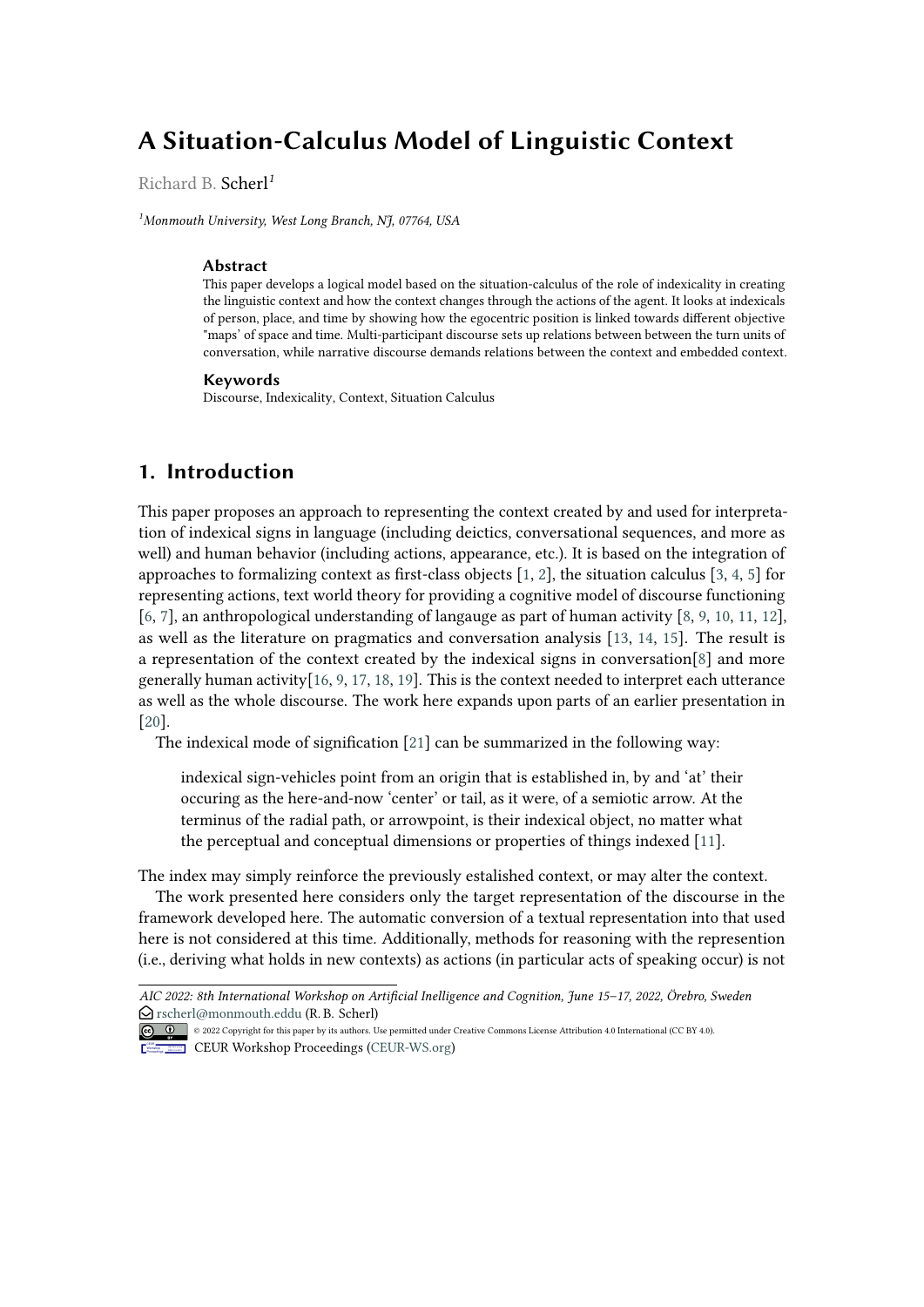# A Situation-Calculus Model of Linguistic Context

Richard B. Scherl[1]

[1]*Monmouth University, West Long Branch, NJ, 07764, USA*

### Abstract

This paper develops a logical model based on the situation-calculus of the role of indexicality in creating the linguistic context and how the context changes through the actions of the agent. It looks at indexicals of person, place, and time by showing how the egocentric position is linked towards different objective "maps' of space and time. Multi-participant discourse sets up relations between between the turn units of conversation, while narrative discourse demands relations between the context and embedded context.

### Keywords

Discourse, Indexicality, Context, Situation Calculus

## 1. Introduction

This paper proposes an approach to representing the context created by and used for interpretation of indexical signs in language (including deictics, conversational sequences, and more as well) and human behavior (including actions, appearance, etc.). It is based on the integration of approaches to formalizing context as first-class objects [1, 2], the situation calculus [3, 4, 5] for representing actions, text world theory for providing a cognitive model of discourse functioning [6, 7], an anthropological understanding of langauge as part of human activity [8, 9, 10, 11, 12], as well as the literature on pragmatics and conversation analysis [13, 14, 15]. The result is a representation of the context created by the indexical signs in conversation[8] and more generally human activity[16, 9, 17, 18, 19]. This is the context needed to interpret each utterance as well as the whole discourse. The work here expands upon parts of an earlier presentation in [20].

The indexical mode of signification [21] can be summarized in the following way:

> indexical sign-vehicles point from an origin that is established in, by and 'at' their occuring as the here-and-now 'center' or tail, as it were, of a semiotic arrow. At the terminus of the radial path, or arrowpoint, is their indexical object, no matter what the perceptual and conceptual dimensions or properties of things indexed [11].

The index may simply reinforce the previously estalished context, or may alter the context.

The work presented here considers only the target representation of the discourse in the framework developed here. The automatic conversion of a textual representation into that used here is not considered at this time. Additionally, methods for reasoning with the represention (i.e., deriving what holds in new contexts) as actions (in particular acts of speaking occur) is not

---

*AIC 2022: 8th International Workshop on Artificial Inelligence and Cognition, June 15–17, 2022, Örebro, Sweden*
rscherl@monmouth.eddu (R. B. Scherl)
© 2022 Copyright for this paper by its authors. Use permitted under Creative Commons License Attribution 4.0 International (CC BY 4.0).
CEUR Workshop Proceedings (CEUR-WS.org)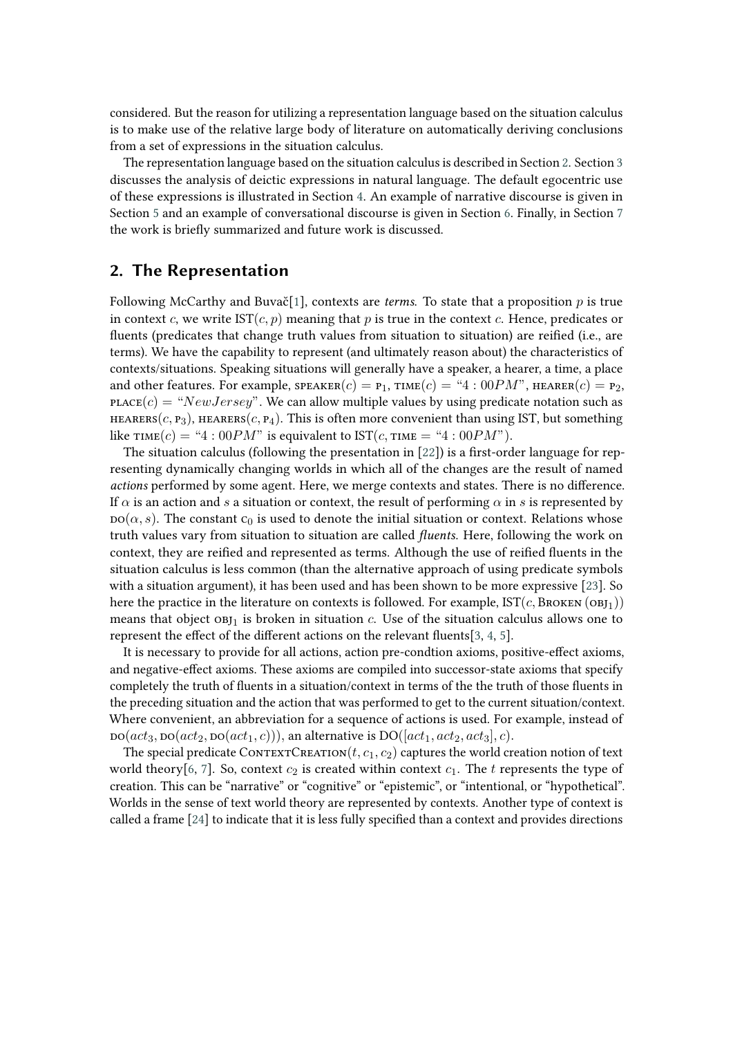considered. But the reason for utilizing a representation language based on the situation calculus is to make use of the relative large body of literature on automatically deriving conclusions from a set of expressions in the situation calculus.

The representation language based on the situation calculus is described in Section 2. Section 3 discusses the analysis of deictic expressions in natural language. The default egocentric use of these expressions is illustrated in Section 4. An example of narrative discourse is given in Section 5 and an example of conversational discourse is given in Section 6. Finally, in Section 7 the work is briefly summarized and future work is discussed.

## 2. The Representation

Following McCarthy and Buvač[1], contexts are *terms*. To state that a proposition $p$ is true in context $c$, we write IST($c, p$) meaning that $p$ is true in the context $c$. Hence, predicates or fluents (predicates that change truth values from situation to situation) are reified (i.e., are terms). We have the capability to represent (and ultimately reason about) the characteristics of contexts/situations. Speaking situations will generally have a speaker, a hearer, a time, a place and other features. For example, $\text{SPEAKER}(c) = \text{P}_1$, $\text{TIME}(c) =$ "$4:00PM$", $\text{HEARER}(c) = \text{P}_2$, $\text{PLACE}(c) =$ "$NewJersey$". We can allow multiple values by using predicate notation such as $\text{HEARERS}(c, \text{P}_3)$, $\text{HEARERS}(c, \text{P}_4)$. This is often more convenient than using IST, but something like $\text{TIME}(c) =$ "$4:00PM$" is equivalent to IST($c$, TIME $=$ "$4:00PM$").

The situation calculus (following the presentation in [22]) is a first-order language for representing dynamically changing worlds in which all of the changes are the result of named *actions* performed by some agent. Here, we merge contexts and states. There is no difference. If $\alpha$ is an action and $s$ a situation or context, the result of performing $\alpha$ in $s$ is represented by $\text{DO}(\alpha, s)$. The constant $\text{C}_0$ is used to denote the initial situation or context. Relations whose truth values vary from situation to situation are called *fluents*. Here, following the work on context, they are reified and represented as terms. Although the use of reified fluents in the situation calculus is less common (than the alternative approach of using predicate symbols with a situation argument), it has been used and has been shown to be more expressive [23]. So here the practice in the literature on contexts is followed. For example, IST($c$, BROKEN ($\text{OBJ}_1$)) means that object $\text{OBJ}_1$ is broken in situation $c$. Use of the situation calculus allows one to represent the effect of the different actions on the relevant fluents[3, 4, 5].

It is necessary to provide for all actions, action pre-condtion axioms, positive-effect axioms, and negative-effect axioms. These axioms are compiled into successor-state axioms that specify completely the truth of fluents in a situation/context in terms of the the truth of those fluents in the preceding situation and the action that was performed to get to the current situation/context. Where convenient, an abbreviation for a sequence of actions is used. For example, instead of $\text{DO}(act_3, \text{DO}(act_2, \text{DO}(act_1, c)))$, an alternative is $\text{DO}([act_1, act_2, act_3], c)$.

The special predicate CONTEXTCREATION($t, c_1, c_2$) captures the world creation notion of text world theory[6, 7]. So, context $c_2$ is created within context $c_1$. The $t$ represents the type of creation. This can be "narrative" or "cognitive" or "epistemic", or "intentional, or "hypothetical". Worlds in the sense of text world theory are represented by contexts. Another type of context is called a frame [24] to indicate that it is less fully specified than a context and provides directions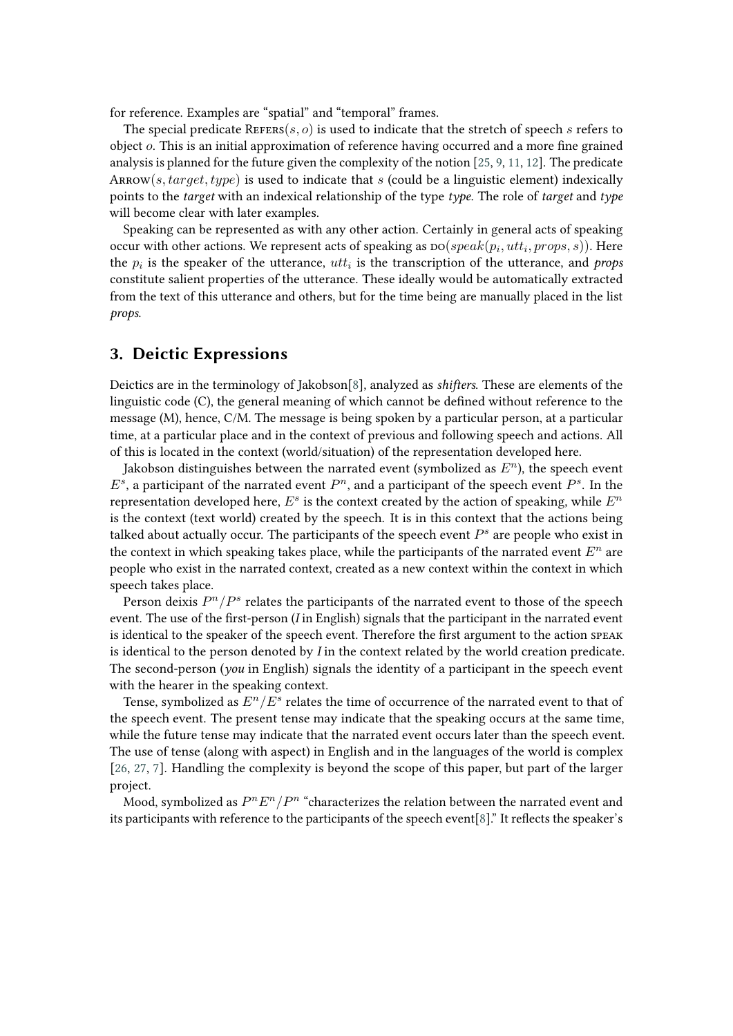for reference. Examples are "spatial" and "temporal" frames.

The special predicate $\textsc{Refers}(s, o)$ is used to indicate that the stretch of speech $s$ refers to object $o$. This is an initial approximation of reference having occurred and a more fine grained analysis is planned for the future given the complexity of the notion [25, 9, 11, 12]. The predicate $\textsc{Arrow}(s, target, type)$ is used to indicate that $s$ (could be a linguistic element) indexically points to the *target* with an indexical relationship of the type *type*. The role of *target* and *type* will become clear with later examples.

Speaking can be represented as with any other action. Certainly in general acts of speaking occur with other actions. We represent acts of speaking as $\textsc{do}(speak(p_i, utt_i, props, s))$. Here the $p_i$ is the speaker of the utterance, $utt_i$ is the transcription of the utterance, and *props* constitute salient properties of the utterance. These ideally would be automatically extracted from the text of this utterance and others, but for the time being are manually placed in the list *props*.

## 3. Deictic Expressions

Deictics are in the terminology of Jakobson[8], analyzed as *shifters*. These are elements of the linguistic code (C), the general meaning of which cannot be defined without reference to the message (M), hence, C/M. The message is being spoken by a particular person, at a particular time, at a particular place and in the context of previous and following speech and actions. All of this is located in the context (world/situation) of the representation developed here.

Jakobson distinguishes between the narrated event (symbolized as $E^n$), the speech event $E^s$, a participant of the narrated event $P^n$, and a participant of the speech event $P^s$. In the representation developed here, $E^s$ is the context created by the action of speaking, while $E^n$ is the context (text world) created by the speech. It is in this context that the actions being talked about actually occur. The participants of the speech event $P^s$ are people who exist in the context in which speaking takes place, while the participants of the narrated event $E^n$ are people who exist in the narrated context, created as a new context within the context in which speech takes place.

Person deixis $P^n/P^s$ relates the participants of the narrated event to those of the speech event. The use of the first-person (*I* in English) signals that the participant in the narrated event is identical to the speaker of the speech event. Therefore the first argument to the action $\textsc{speak}$ is identical to the person denoted by *I* in the context related by the world creation predicate. The second-person (*you* in English) signals the identity of a participant in the speech event with the hearer in the speaking context.

Tense, symbolized as $E^n/E^s$ relates the time of occurrence of the narrated event to that of the speech event. The present tense may indicate that the speaking occurs at the same time, while the future tense may indicate that the narrated event occurs later than the speech event. The use of tense (along with aspect) in English and in the languages of the world is complex [26, 27, 7]. Handling the complexity is beyond the scope of this paper, but part of the larger project.

Mood, symbolized as $P^nE^n/P^n$ "characterizes the relation between the narrated event and its participants with reference to the participants of the speech event[8]." It reflects the speaker's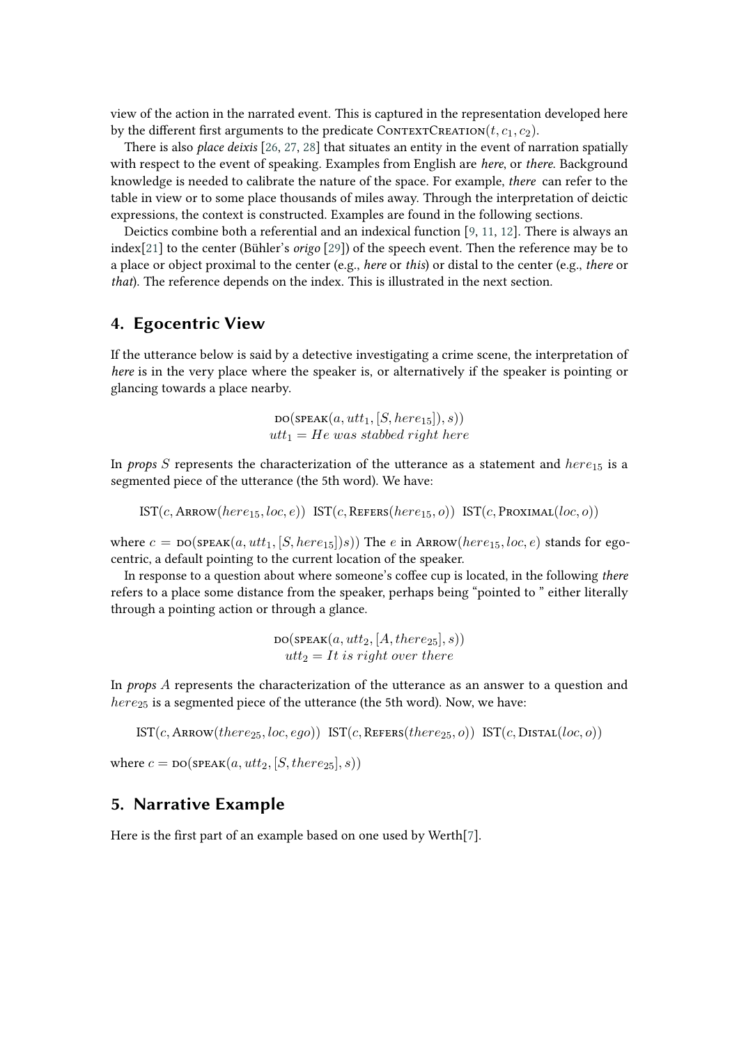view of the action in the narrated event. This is captured in the representation developed here by the different first arguments to the predicate $\text{ContextCreation}(t, c_1, c_2)$.

There is also *place deixis* [26, 27, 28] that situates an entity in the event of narration spatially with respect to the event of speaking. Examples from English are *here*, or *there*. Background knowledge is needed to calibrate the nature of the space. For example, *there* can refer to the table in view or to some place thousands of miles away. Through the interpretation of deictic expressions, the context is constructed. Examples are found in the following sections.

Deictics combine both a referential and an indexical function [9, 11, 12]. There is always an index[21] to the center (Bühler's *origo* [29]) of the speech event. Then the reference may be to a place or object proximal to the center (e.g., *here* or *this*) or distal to the center (e.g., *there* or *that*). The reference depends on the index. This is illustrated in the next section.

## 4. Egocentric View

If the utterance below is said by a detective investigating a crime scene, the interpretation of *here* is in the very place where the speaker is, or alternatively if the speaker is pointing or glancing towards a place nearby.

$$\text{DO}(\text{SPEAK}(a, utt_1, [S, here_{15}]), s))$$
$$utt_1 = He\ was\ stabbed\ right\ here$$

In *props* $S$ represents the characterization of the utterance as a statement and $here_{15}$ is a segmented piece of the utterance (the 5th word). We have:

$$\text{IST}(c, \text{Arrow}(here_{15}, loc, e)) \ \ \text{IST}(c, \text{Refers}(here_{15}, o)) \ \ \text{IST}(c, \text{Proximal}(loc, o))$$

where $c = \text{DO}(\text{SPEAK}(a, utt_1, [S, here_{15}])s))$ The $e$ in $\text{Arrow}(here_{15}, loc, e)$ stands for egocentric, a default pointing to the current location of the speaker.

In response to a question about where someone's coffee cup is located, in the following *there* refers to a place some distance from the speaker, perhaps being "pointed to " either literally through a pointing action or through a glance.

$$\text{DO}(\text{SPEAK}(a, utt_2, [A, there_{25}], s))$$
$$utt_2 = It\ is\ right\ over\ there$$

In *props* $A$ represents the characterization of the utterance as an answer to a question and $here_{25}$ is a segmented piece of the utterance (the 5th word). Now, we have:

$$\text{IST}(c, \text{Arrow}(there_{25}, loc, ego)) \ \ \text{IST}(c, \text{Refers}(there_{25}, o)) \ \ \text{IST}(c, \text{Distal}(loc, o))$$

where $c = \text{DO}(\text{SPEAK}(a, utt_2, [S, there_{25}], s))$

## 5. Narrative Example

Here is the first part of an example based on one used by Werth[7].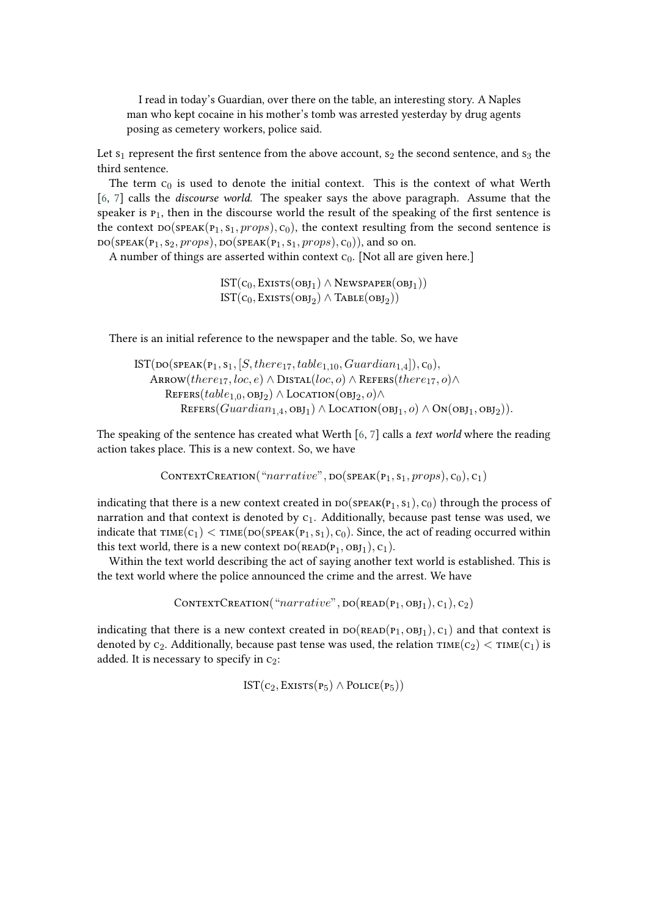> I read in today's Guardian, over there on the table, an interesting story. A Naples man who kept cocaine in his mother's tomb was arrested yesterday by drug agents posing as cemetery workers, police said.

Let $\mathrm{s}_1$ represent the first sentence from the above account, $\mathrm{s}_2$ the second sentence, and $\mathrm{s}_3$ the third sentence.

The term $\mathrm{c}_0$ is used to denote the initial context. This is the context of what Werth [6, 7] calls the *discourse world*. The speaker says the above paragraph. Assume that the speaker is $\mathrm{P}_1$, then in the discourse world the result of the speaking of the first sentence is the context $\mathrm{DO}(\mathrm{SPEAK}(\mathrm{P}_1, \mathrm{s}_1, props), \mathrm{c}_0)$, the context resulting from the second sentence is $\mathrm{DO}(\mathrm{SPEAK}(\mathrm{P}_1, \mathrm{s}_2, props), \mathrm{DO}(\mathrm{SPEAK}(\mathrm{P}_1, \mathrm{s}_1, props), \mathrm{c}_0))$, and so on.

A number of things are asserted within context $\mathrm{c}_0$. [Not all are given here.]

$$\mathrm{IST}(\mathrm{c}_0, \mathrm{Exists}(\mathrm{OBJ}_1) \wedge \mathrm{Newspaper}(\mathrm{OBJ}_1))$$
$$\mathrm{IST}(\mathrm{c}_0, \mathrm{Exists}(\mathrm{OBJ}_2) \wedge \mathrm{Table}(\mathrm{OBJ}_2))$$

There is an initial reference to the newspaper and the table. So, we have

$$\begin{aligned}
&\mathrm{IST}(\mathrm{DO}(\mathrm{SPEAK}(\mathrm{P}_1, \mathrm{s}_1, [S, there_{17}, table_{1,10}, Guardian_{1,4}]), \mathrm{c}_0),\\
&\quad \mathrm{Arrow}(there_{17}, loc, e) \wedge \mathrm{Distal}(loc, o) \wedge \mathrm{Refers}(there_{17}, o) \wedge\\
&\qquad \mathrm{Refers}(table_{1,0}, \mathrm{OBJ}_2) \wedge \mathrm{Location}(\mathrm{OBJ}_2, o) \wedge\\
&\qquad\quad \mathrm{Refers}(Guardian_{1,4}, \mathrm{OBJ}_1) \wedge \mathrm{Location}(\mathrm{OBJ}_1, o) \wedge \mathrm{On}(\mathrm{OBJ}_1, \mathrm{OBJ}_2)).
\end{aligned}$$

The speaking of the sentence has created what Werth [6, 7] calls a *text world* where the reading action takes place. This is a new context. So, we have

$$\mathrm{ContextCreation}(\text{"}narrative\text{"}, \mathrm{DO}(\mathrm{SPEAK}(\mathrm{P}_1, \mathrm{s}_1, props), \mathrm{c}_0), \mathrm{c}_1)$$

indicating that there is a new context created in $\mathrm{DO}(\mathrm{SPEAK}(\mathrm{P}_1, \mathrm{s}_1), \mathrm{c}_0)$ through the process of narration and that context is denoted by $\mathrm{c}_1$. Additionally, because past tense was used, we indicate that $\mathrm{TIME}(\mathrm{c}_1) < \mathrm{TIME}(\mathrm{DO}(\mathrm{SPEAK}(\mathrm{P}_1, \mathrm{s}_1), \mathrm{c}_0)$. Since, the act of reading occurred within this text world, there is a new context $\mathrm{DO}(\mathrm{READ}(\mathrm{P}_1, \mathrm{OBJ}_1), \mathrm{c}_1)$.

Within the text world describing the act of saying another text world is established. This is the text world where the police announced the crime and the arrest. We have

$$\mathrm{ContextCreation}(\text{"}narrative\text{"}, \mathrm{DO}(\mathrm{READ}(\mathrm{P}_1, \mathrm{OBJ}_1), \mathrm{c}_1), \mathrm{c}_2)$$

indicating that there is a new context created in $\mathrm{DO}(\mathrm{READ}(\mathrm{P}_1, \mathrm{OBJ}_1), \mathrm{c}_1)$ and that context is denoted by $\mathrm{c}_2$. Additionally, because past tense was used, the relation $\mathrm{TIME}(\mathrm{c}_2) < \mathrm{TIME}(\mathrm{c}_1)$ is added. It is necessary to specify in $\mathrm{c}_2$:

$$\mathrm{IST}(\mathrm{c}_2, \mathrm{Exists}(\mathrm{P}_5) \wedge \mathrm{Police}(\mathrm{P}_5))$$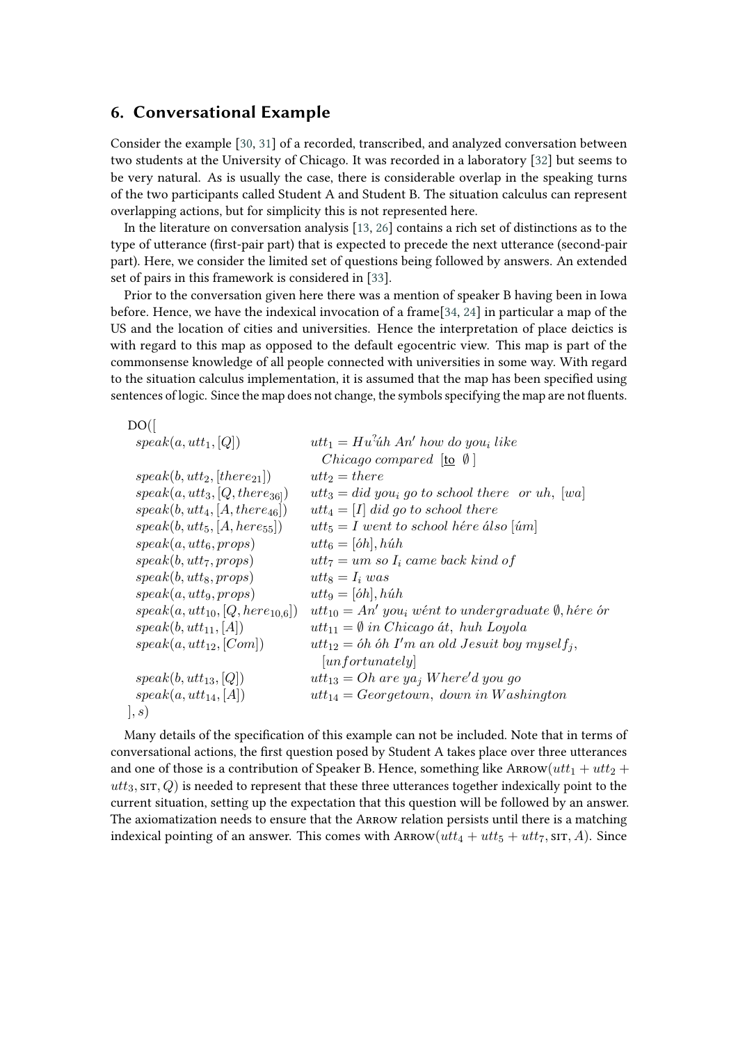## 6. Conversational Example

Consider the example [30, 31] of a recorded, transcribed, and analyzed conversation between two students at the University of Chicago. It was recorded in a laboratory [32] but seems to be very natural. As is usually the case, there is considerable overlap in the speaking turns of the two participants called Student A and Student B. The situation calculus can represent overlapping actions, but for simplicity this is not represented here.

In the literature on conversation analysis [13, 26] contains a rich set of distinctions as to the type of utterance (first-pair part) that is expected to precede the next utterance (second-pair part). Here, we consider the limited set of questions being followed by answers. An extended set of pairs in this framework is considered in [33].

Prior to the conversation given here there was a mention of speaker B having been in Iowa before. Hence, we have the indexical invocation of a frame[34, 24] in particular a map of the US and the location of cities and universities. Hence the interpretation of place deictics is with regard to this map as opposed to the default egocentric view. This map is part of the commonsense knowledge of all people connected with universities in some way. With regard to the situation calculus implementation, it is assumed that the map has been specified using sentences of logic. Since the map does not change, the symbols specifying the map are not fluents.

$$
\begin{array}{ll}
\mathrm{DO}([ & \\
\quad speak(a, utt_1, [Q]) & utt_1 = Hu^{?}\acute{u}h\ An'\ how\ do\ you_i\ like \\
 & \quad Chicago\ compared\ [\underline{\text{to}}\ \emptyset\ ] \\
\quad speak(b, utt_2, [there_{21}]) & utt_2 = there \\
\quad speak(a, utt_3, [Q, there_{36]}]) & utt_3 = did\ you_i\ go\ to\ school\ there\ \ or\ uh,\ [wa] \\
\quad speak(b, utt_4, [A, there_{46}]) & utt_4 = [I]\ did\ go\ to\ school\ there \\
\quad speak(b, utt_5, [A, here_{55}]) & utt_5 = I\ went\ to\ school\ h\acute{e}re\ \acute{a}lso\ [\acute{u}m] \\
\quad speak(a, utt_6, props) & utt_6 = [\acute{o}h], h\acute{u}h \\
\quad speak(b, utt_7, props) & utt_7 = um\ so\ I_i\ came\ back\ kind\ of \\
\quad speak(b, utt_8, props) & utt_8 = I_i\ was \\
\quad speak(a, utt_9, props) & utt_9 = [\acute{o}h], h\acute{u}h \\
\quad speak(a, utt_{10}, [Q, here_{10,6}]) & utt_{10} = An'\ you_i\ w\acute{e}nt\ to\ undergraduate\ \emptyset, h\acute{e}re\ \acute{o}r \\
\quad speak(b, utt_{11}, [A]) & utt_{11} = \emptyset\ in\ Chicago\ \acute{a}t,\ huh\ Loyola \\
\quad speak(a, utt_{12}, [Com]) & utt_{12} = \acute{o}h\ \acute{o}h\ I'm\ an\ old\ Jesuit\ boy\ myself_j, \\
 & \quad [unfortunately] \\
\quad speak(b, utt_{13}, [Q]) & utt_{13} = Oh\ are\ ya_j\ Where'd\ you\ go \\
\quad speak(a, utt_{14}, [A]) & utt_{14} = Georgetown,\ down\ in\ Washington \\
], s) &
\end{array}
$$

Many details of the specification of this example can not be included. Note that in terms of conversational actions, the first question posed by Student A takes place over three utterances and one of those is a contribution of Speaker B. Hence, something like $\textsc{Arrow}(utt_1 + utt_2 + utt_3, \textsc{sit}, Q)$ is needed to represent that these three utterances together indexically point to the current situation, setting up the expectation that this question will be followed by an answer. The axiomatization needs to ensure that the ARROW relation persists until there is a matching indexical pointing of an answer. This comes with $\textsc{Arrow}(utt_4 + utt_5 + utt_7, \textsc{sit}, A)$. Since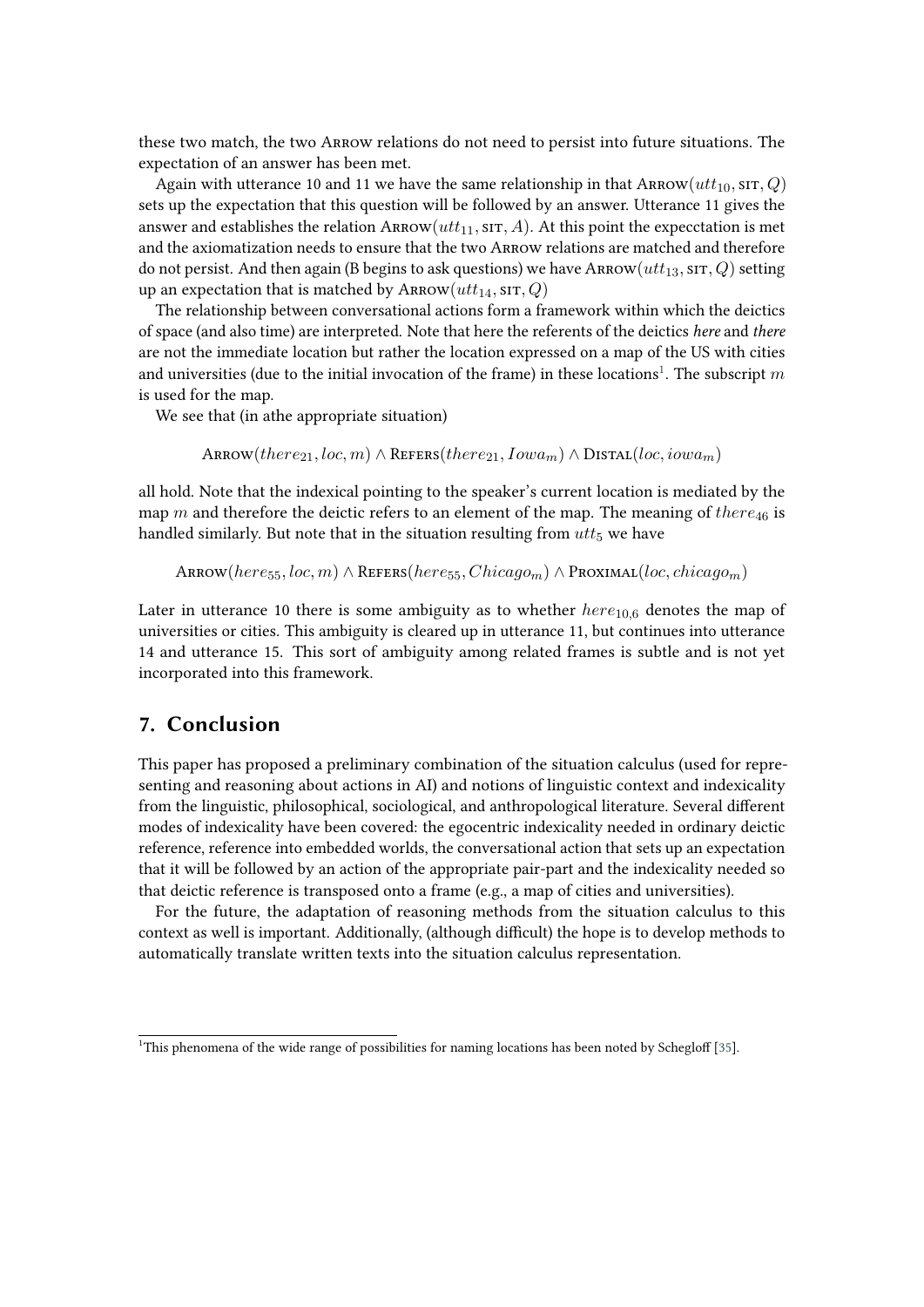these two match, the two ARROW relations do not need to persist into future situations. The expectation of an answer has been met.

Again with utterance 10 and 11 we have the same relationship in that $\text{ARROW}(utt_{10}, \text{SIT}, Q)$ sets up the expectation that this question will be followed by an answer. Utterance 11 gives the answer and establishes the relation $\text{ARROW}(utt_{11}, \text{SIT}, A)$. At this point the expecctation is met and the axiomatization needs to ensure that the two ARROW relations are matched and therefore do not persist. And then again (B begins to ask questions) we have $\text{ARROW}(utt_{13}, \text{SIT}, Q)$ setting up an expectation that is matched by $\text{ARROW}(utt_{14}, \text{SIT}, Q)$

The relationship between conversational actions form a framework within which the deictics of space (and also time) are interpreted. Note that here the referents of the deictics *here* and *there* are not the immediate location but rather the location expressed on a map of the US with cities and universities (due to the initial invocation of the frame) in these locations[1]. The subscript $m$ is used for the map.

We see that (in athe appropriate situation)

$$\text{ARROW}(there_{21}, loc, m) \wedge \text{REFERS}(there_{21}, Iowa_m) \wedge \text{DISTAL}(loc, iowa_m)$$

all hold. Note that the indexical pointing to the speaker's current location is mediated by the map $m$ and therefore the deictic refers to an element of the map. The meaning of $there_{46}$ is handled similarly. But note that in the situation resulting from $utt_5$ we have

$$\text{ARROW}(here_{55}, loc, m) \wedge \text{REFERS}(here_{55}, Chicago_m) \wedge \text{PROXIMAL}(loc, chicago_m)$$

Later in utterance 10 there is some ambiguity as to whether $here_{10,6}$ denotes the map of universities or cities. This ambiguity is cleared up in utterance 11, but continues into utterance 14 and utterance 15. This sort of ambiguity among related frames is subtle and is not yet incorporated into this framework.

## 7. Conclusion

This paper has proposed a preliminary combination of the situation calculus (used for representing and reasoning about actions in AI) and notions of linguistic context and indexicality from the linguistic, philosophical, sociological, and anthropological literature. Several different modes of indexicality have been covered: the egocentric indexicality needed in ordinary deictic reference, reference into embedded worlds, the conversational action that sets up an expectation that it will be followed by an action of the appropriate pair-part and the indexicality needed so that deictic reference is transposed onto a frame (e.g., a map of cities and universities).

For the future, the adaptation of reasoning methods from the situation calculus to this context as well is important. Additionally, (although difficult) the hope is to develop methods to automatically translate written texts into the situation calculus representation.

---

[1] This phenomena of the wide range of possibilities for naming locations has been noted by Schegloff [35].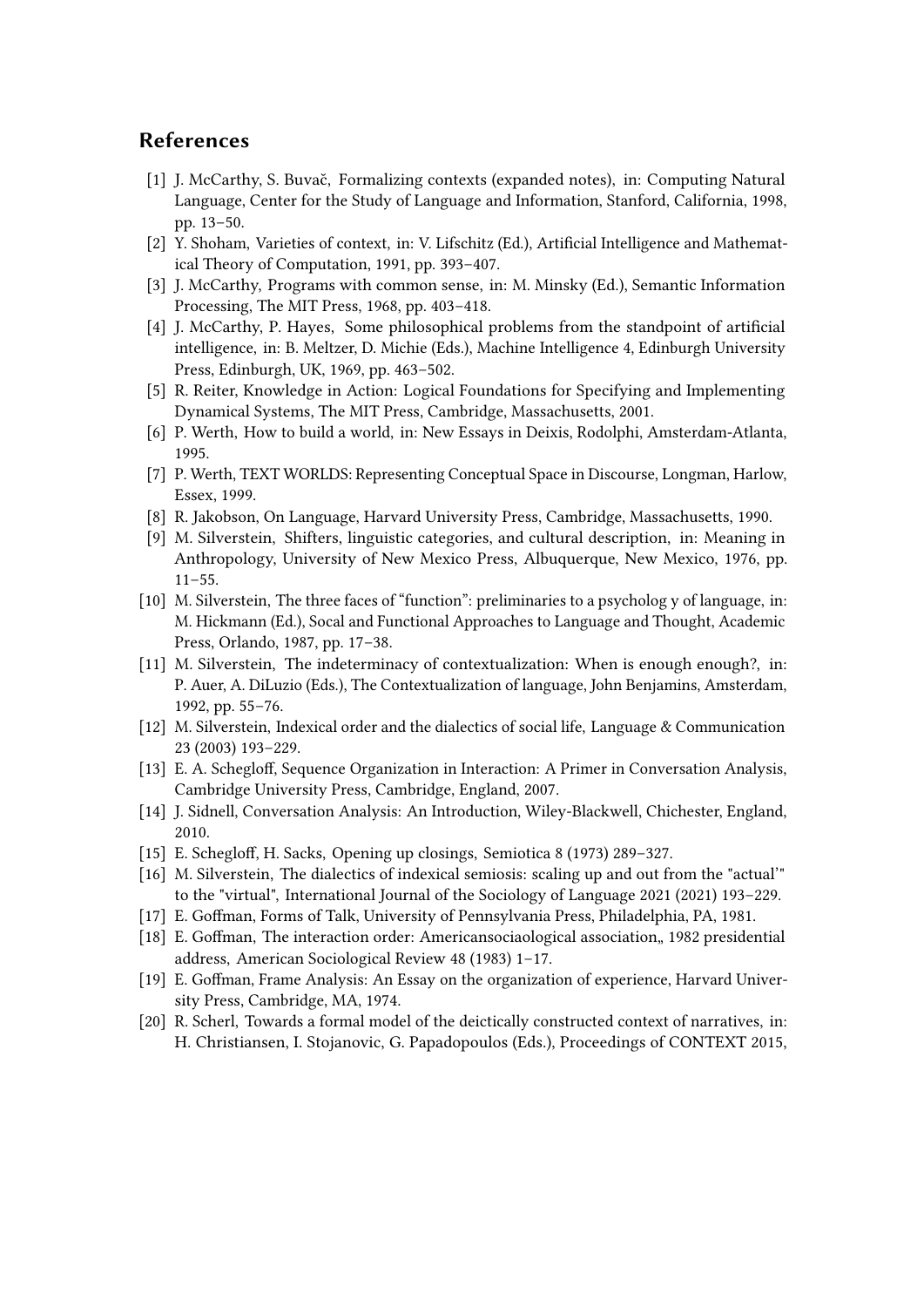## References

[1] J. McCarthy, S. Buvač, Formalizing contexts (expanded notes), in: Computing Natural Language, Center for the Study of Language and Information, Stanford, California, 1998, pp. 13–50.

[2] Y. Shoham, Varieties of context, in: V. Lifschitz (Ed.), Artificial Intelligence and Mathematical Theory of Computation, 1991, pp. 393–407.

[3] J. McCarthy, Programs with common sense, in: M. Minsky (Ed.), Semantic Information Processing, The MIT Press, 1968, pp. 403–418.

[4] J. McCarthy, P. Hayes, Some philosophical problems from the standpoint of artificial intelligence, in: B. Meltzer, D. Michie (Eds.), Machine Intelligence 4, Edinburgh University Press, Edinburgh, UK, 1969, pp. 463–502.

[5] R. Reiter, Knowledge in Action: Logical Foundations for Specifying and Implementing Dynamical Systems, The MIT Press, Cambridge, Massachusetts, 2001.

[6] P. Werth, How to build a world, in: New Essays in Deixis, Rodolphi, Amsterdam-Atlanta, 1995.

[7] P. Werth, TEXT WORLDS: Representing Conceptual Space in Discourse, Longman, Harlow, Essex, 1999.

[8] R. Jakobson, On Language, Harvard University Press, Cambridge, Massachusetts, 1990.

[9] M. Silverstein, Shifters, linguistic categories, and cultural description, in: Meaning in Anthropology, University of New Mexico Press, Albuquerque, New Mexico, 1976, pp. 11–55.

[10] M. Silverstein, The three faces of "function": preliminaries to a psycholog y of language, in: M. Hickmann (Ed.), Socal and Functional Approaches to Language and Thought, Academic Press, Orlando, 1987, pp. 17–38.

[11] M. Silverstein, The indeterminacy of contextualization: When is enough enough?, in: P. Auer, A. DiLuzio (Eds.), The Contextualization of language, John Benjamins, Amsterdam, 1992, pp. 55–76.

[12] M. Silverstein, Indexical order and the dialectics of social life, Language & Communication 23 (2003) 193–229.

[13] E. A. Schegloff, Sequence Organization in Interaction: A Primer in Conversation Analysis, Cambridge University Press, Cambridge, England, 2007.

[14] J. Sidnell, Conversation Analysis: An Introduction, Wiley-Blackwell, Chichester, England, 2010.

[15] E. Schegloff, H. Sacks, Opening up closings, Semiotica 8 (1973) 289–327.

[16] M. Silverstein, The dialectics of indexical semiosis: scaling up and out from the "actual'" to the "virtual", International Journal of the Sociology of Language 2021 (2021) 193–229.

[17] E. Goffman, Forms of Talk, University of Pennsylvania Press, Philadelphia, PA, 1981.

[18] E. Goffman, The interaction order: Americansociaological association,, 1982 presidential address, American Sociological Review 48 (1983) 1–17.

[19] E. Goffman, Frame Analysis: An Essay on the organization of experience, Harvard University Press, Cambridge, MA, 1974.

[20] R. Scherl, Towards a formal model of the deictically constructed context of narratives, in: H. Christiansen, I. Stojanovic, G. Papadopoulos (Eds.), Proceedings of CONTEXT 2015,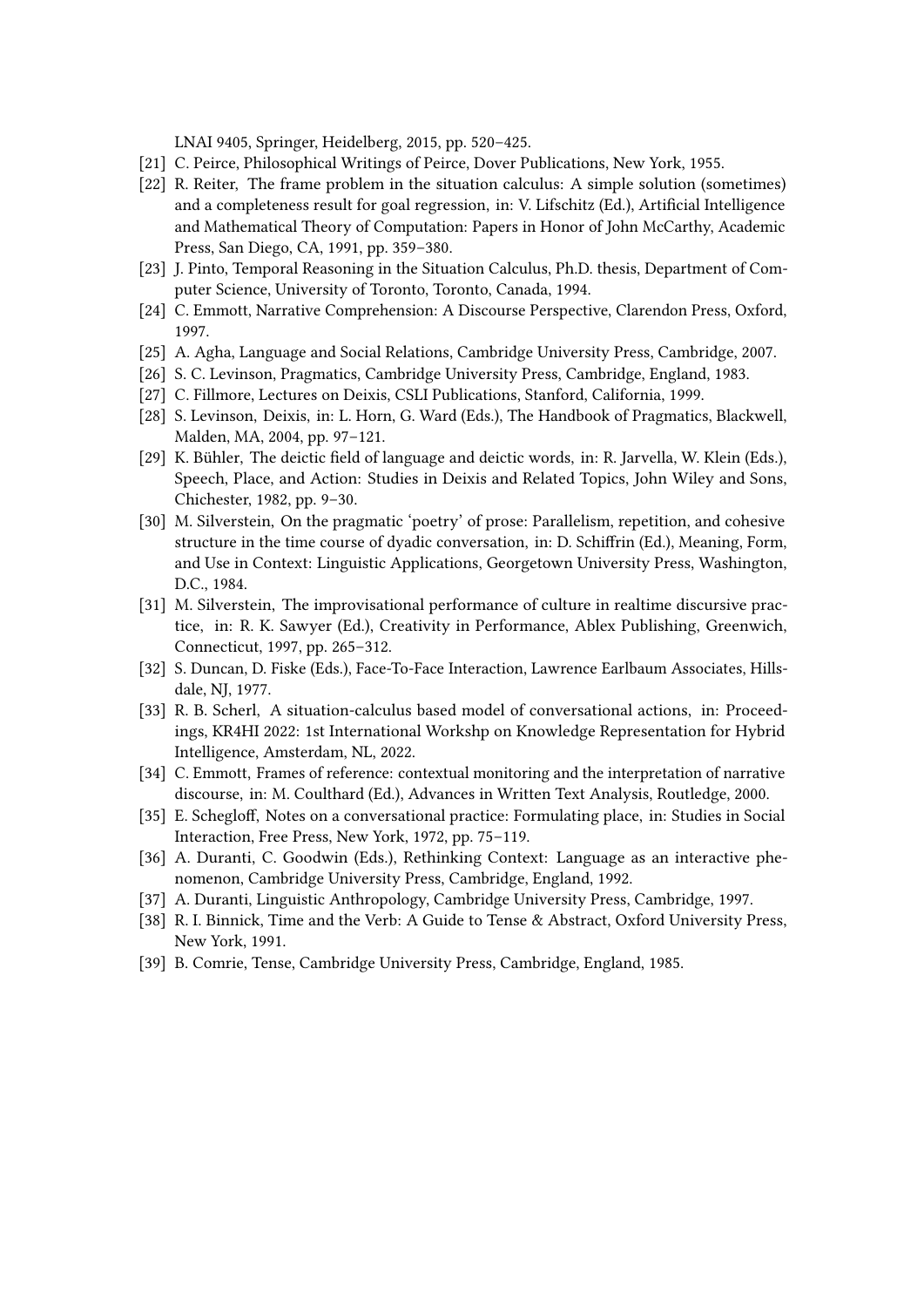LNAI 9405, Springer, Heidelberg, 2015, pp. 520–425.

- [21] C. Peirce, Philosophical Writings of Peirce, Dover Publications, New York, 1955.
- [22] R. Reiter, The frame problem in the situation calculus: A simple solution (sometimes) and a completeness result for goal regression, in: V. Lifschitz (Ed.), Artificial Intelligence and Mathematical Theory of Computation: Papers in Honor of John McCarthy, Academic Press, San Diego, CA, 1991, pp. 359–380.
- [23] J. Pinto, Temporal Reasoning in the Situation Calculus, Ph.D. thesis, Department of Computer Science, University of Toronto, Toronto, Canada, 1994.
- [24] C. Emmott, Narrative Comprehension: A Discourse Perspective, Clarendon Press, Oxford, 1997.
- [25] A. Agha, Language and Social Relations, Cambridge University Press, Cambridge, 2007.
- [26] S. C. Levinson, Pragmatics, Cambridge University Press, Cambridge, England, 1983.
- [27] C. Fillmore, Lectures on Deixis, CSLI Publications, Stanford, California, 1999.
- [28] S. Levinson, Deixis, in: L. Horn, G. Ward (Eds.), The Handbook of Pragmatics, Blackwell, Malden, MA, 2004, pp. 97–121.
- [29] K. Bühler, The deictic field of language and deictic words, in: R. Jarvella, W. Klein (Eds.), Speech, Place, and Action: Studies in Deixis and Related Topics, John Wiley and Sons, Chichester, 1982, pp. 9–30.
- [30] M. Silverstein, On the pragmatic 'poetry' of prose: Parallelism, repetition, and cohesive structure in the time course of dyadic conversation, in: D. Schiffrin (Ed.), Meaning, Form, and Use in Context: Linguistic Applications, Georgetown University Press, Washington, D.C., 1984.
- [31] M. Silverstein, The improvisational performance of culture in realtime discursive practice, in: R. K. Sawyer (Ed.), Creativity in Performance, Ablex Publishing, Greenwich, Connecticut, 1997, pp. 265–312.
- [32] S. Duncan, D. Fiske (Eds.), Face-To-Face Interaction, Lawrence Earlbaum Associates, Hillsdale, NJ, 1977.
- [33] R. B. Scherl, A situation-calculus based model of conversational actions, in: Proceedings, KR4HI 2022: 1st International Workshp on Knowledge Representation for Hybrid Intelligence, Amsterdam, NL, 2022.
- [34] C. Emmott, Frames of reference: contextual monitoring and the interpretation of narrative discourse, in: M. Coulthard (Ed.), Advances in Written Text Analysis, Routledge, 2000.
- [35] E. Schegloff, Notes on a conversational practice: Formulating place, in: Studies in Social Interaction, Free Press, New York, 1972, pp. 75–119.
- [36] A. Duranti, C. Goodwin (Eds.), Rethinking Context: Language as an interactive phenomenon, Cambridge University Press, Cambridge, England, 1992.
- [37] A. Duranti, Linguistic Anthropology, Cambridge University Press, Cambridge, 1997.
- [38] R. I. Binnick, Time and the Verb: A Guide to Tense & Abstract, Oxford University Press, New York, 1991.
- [39] B. Comrie, Tense, Cambridge University Press, Cambridge, England, 1985.